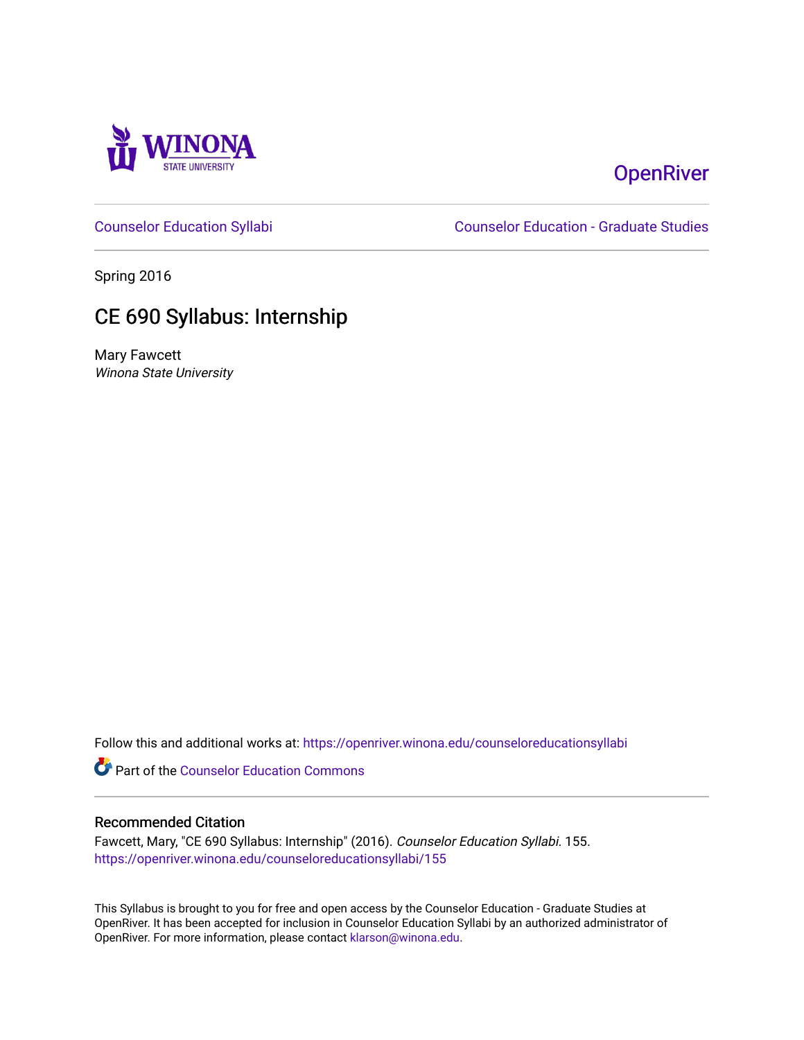Winona State University

OpenRiver

Counselor Education Syllabi

Counselor Education - Graduate Studies

Spring 2016

# CE 690 Syllabus: Internship

Mary Fawcett
*Winona State University*

Follow this and additional works at: https://openriver.winona.edu/counseloreducationsyllabi

Part of the Counselor Education Commons

## Recommended Citation

Fawcett, Mary, "CE 690 Syllabus: Internship" (2016). *Counselor Education Syllabi*. 155.
https://openriver.winona.edu/counseloreducationsyllabi/155

This Syllabus is brought to you for free and open access by the Counselor Education - Graduate Studies at OpenRiver. It has been accepted for inclusion in Counselor Education Syllabi by an authorized administrator of OpenRiver. For more information, please contact klarson@winona.edu.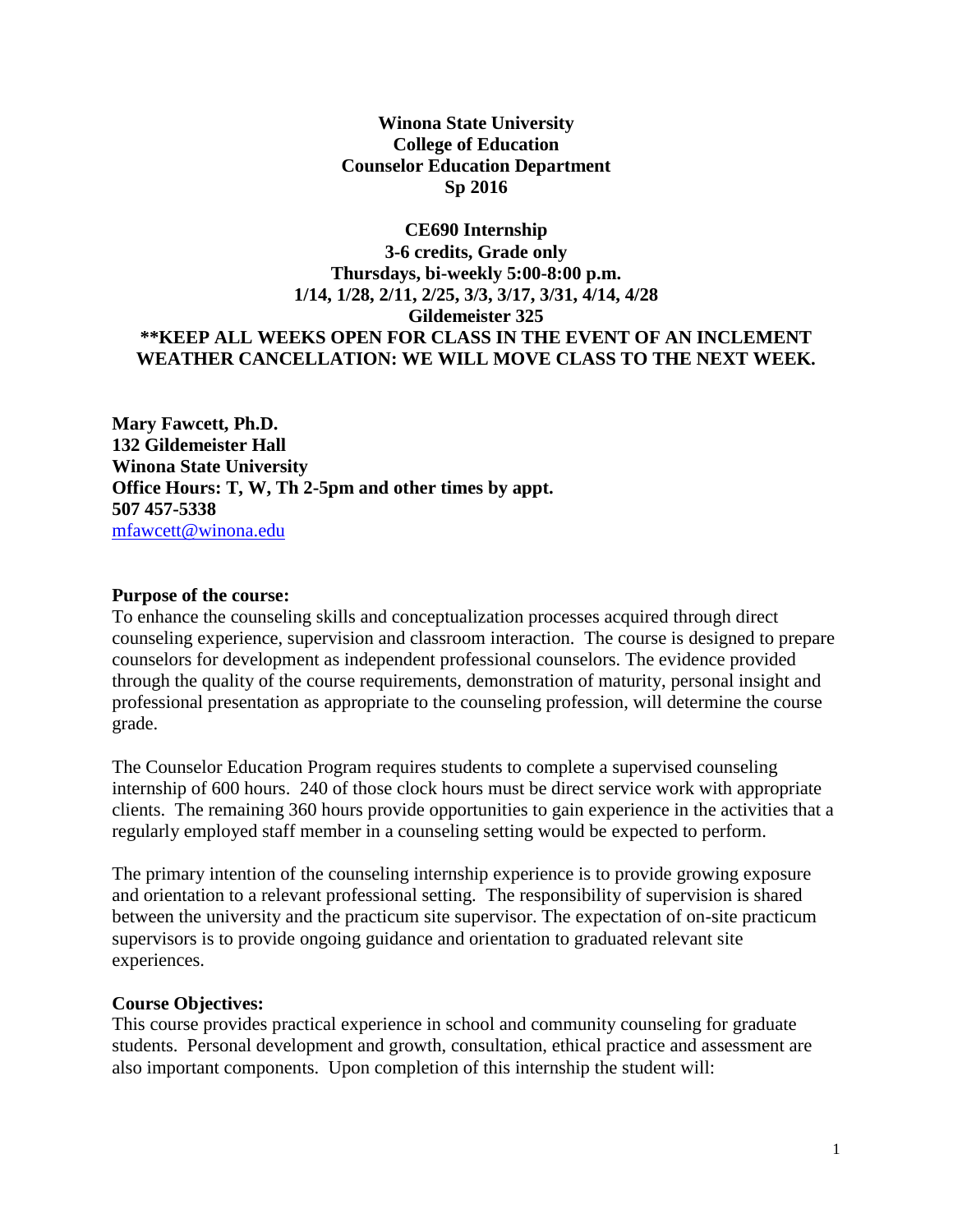**Winona State University**
**College of Education**
**Counselor Education Department**
**Sp 2016**

**CE690 Internship**
**3-6 credits, Grade only**
**Thursdays, bi-weekly 5:00-8:00 p.m.**
**1/14, 1/28, 2/11, 2/25, 3/3, 3/17, 3/31, 4/14, 4/28**
**Gildemeister 325**
**\*\*KEEP ALL WEEKS OPEN FOR CLASS IN THE EVENT OF AN INCLEMENT WEATHER CANCELLATION: WE WILL MOVE CLASS TO THE NEXT WEEK.**

**Mary Fawcett, Ph.D.**
**132 Gildemeister Hall**
**Winona State University**
**Office Hours: T, W, Th 2-5pm and other times by appt.**
**507 457-5338**
mfawcett@winona.edu

**Purpose of the course:**
To enhance the counseling skills and conceptualization processes acquired through direct counseling experience, supervision and classroom interaction. The course is designed to prepare counselors for development as independent professional counselors. The evidence provided through the quality of the course requirements, demonstration of maturity, personal insight and professional presentation as appropriate to the counseling profession, will determine the course grade.

The Counselor Education Program requires students to complete a supervised counseling internship of 600 hours. 240 of those clock hours must be direct service work with appropriate clients. The remaining 360 hours provide opportunities to gain experience in the activities that a regularly employed staff member in a counseling setting would be expected to perform.

The primary intention of the counseling internship experience is to provide growing exposure and orientation to a relevant professional setting. The responsibility of supervision is shared between the university and the practicum site supervisor. The expectation of on-site practicum supervisors is to provide ongoing guidance and orientation to graduated relevant site experiences.

**Course Objectives:**
This course provides practical experience in school and community counseling for graduate students. Personal development and growth, consultation, ethical practice and assessment are also important components. Upon completion of this internship the student will: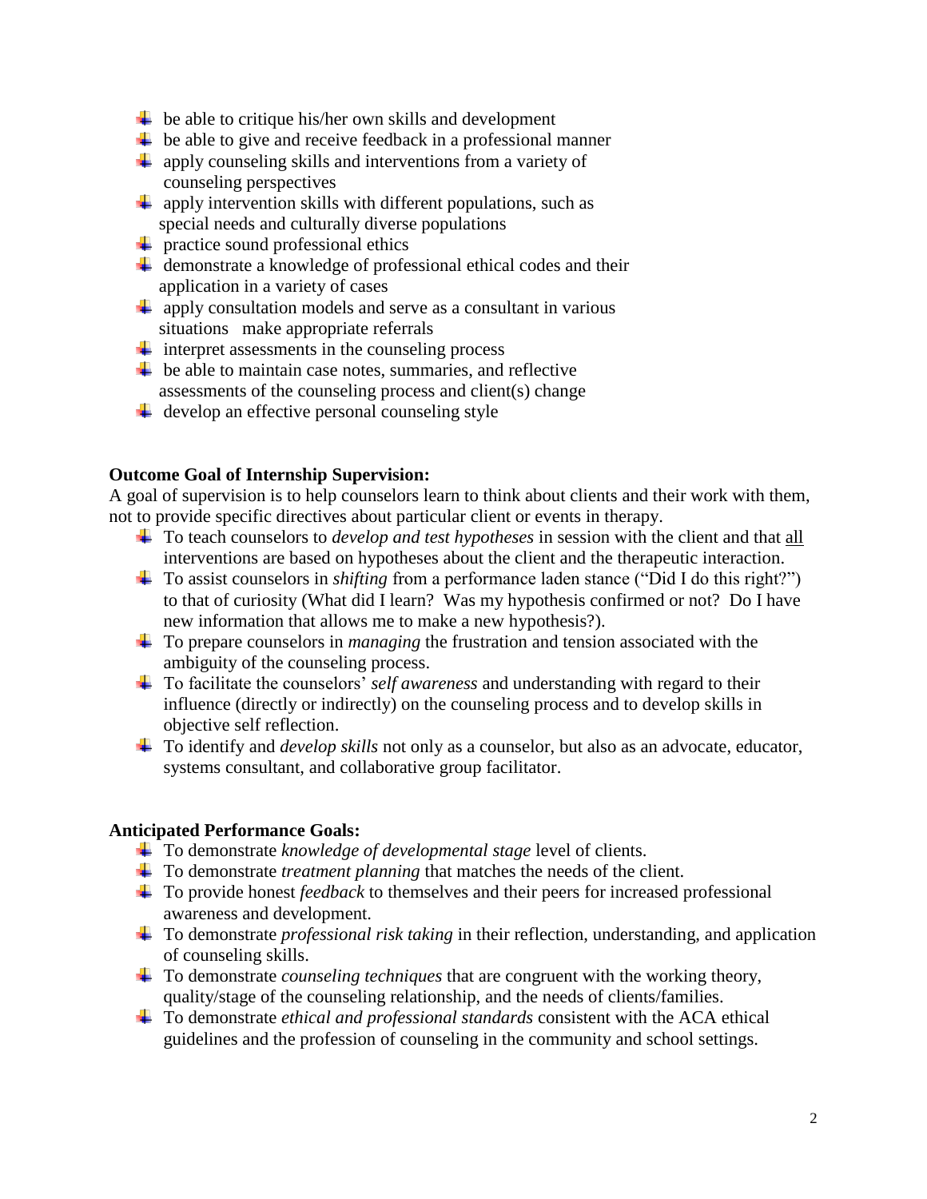- be able to critique his/her own skills and development
- be able to give and receive feedback in a professional manner
- apply counseling skills and interventions from a variety of counseling perspectives
- apply intervention skills with different populations, such as special needs and culturally diverse populations
- practice sound professional ethics
- demonstrate a knowledge of professional ethical codes and their application in a variety of cases
- apply consultation models and serve as a consultant in various situations make appropriate referrals
- interpret assessments in the counseling process
- be able to maintain case notes, summaries, and reflective assessments of the counseling process and client(s) change
- develop an effective personal counseling style

**Outcome Goal of Internship Supervision:**

A goal of supervision is to help counselors learn to think about clients and their work with them, not to provide specific directives about particular client or events in therapy.

- To teach counselors to *develop and test hypotheses* in session with the client and that <u>all</u> interventions are based on hypotheses about the client and the therapeutic interaction.
- To assist counselors in *shifting* from a performance laden stance ("Did I do this right?") to that of curiosity (What did I learn? Was my hypothesis confirmed or not? Do I have new information that allows me to make a new hypothesis?).
- To prepare counselors in *managing* the frustration and tension associated with the ambiguity of the counseling process.
- To facilitate the counselors' *self awareness* and understanding with regard to their influence (directly or indirectly) on the counseling process and to develop skills in objective self reflection.
- To identify and *develop skills* not only as a counselor, but also as an advocate, educator, systems consultant, and collaborative group facilitator.

**Anticipated Performance Goals:**

- To demonstrate *knowledge of developmental stage* level of clients.
- To demonstrate *treatment planning* that matches the needs of the client.
- To provide honest *feedback* to themselves and their peers for increased professional awareness and development.
- To demonstrate *professional risk taking* in their reflection, understanding, and application of counseling skills.
- To demonstrate *counseling techniques* that are congruent with the working theory, quality/stage of the counseling relationship, and the needs of clients/families.
- To demonstrate *ethical and professional standards* consistent with the ACA ethical guidelines and the profession of counseling in the community and school settings.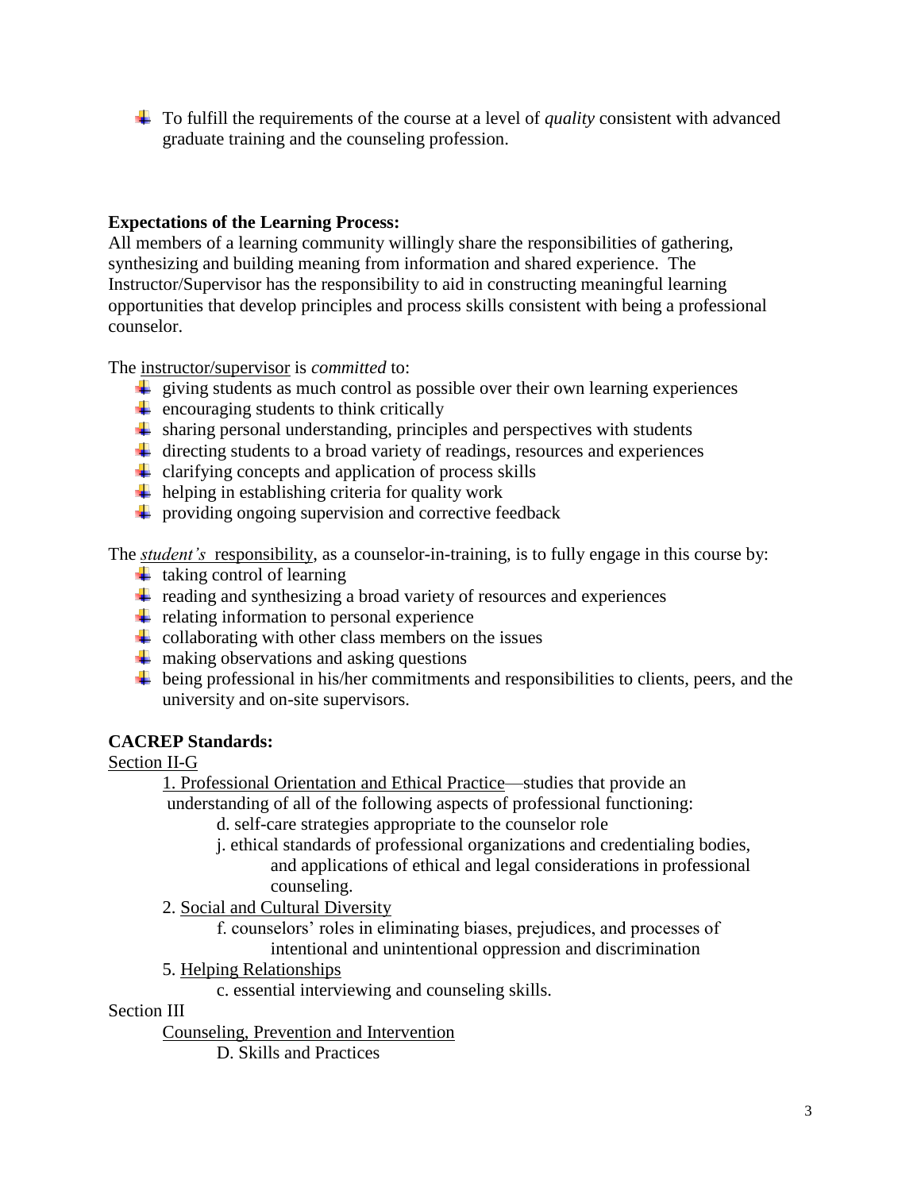- To fulfill the requirements of the course at a level of *quality* consistent with advanced graduate training and the counseling profession.

**Expectations of the Learning Process:**
All members of a learning community willingly share the responsibilities of gathering, synthesizing and building meaning from information and shared experience. The Instructor/Supervisor has the responsibility to aid in constructing meaningful learning opportunities that develop principles and process skills consistent with being a professional counselor.

The instructor/supervisor is *committed* to:

- giving students as much control as possible over their own learning experiences
- encouraging students to think critically
- sharing personal understanding, principles and perspectives with students
- directing students to a broad variety of readings, resources and experiences
- clarifying concepts and application of process skills
- helping in establishing criteria for quality work
- providing ongoing supervision and corrective feedback

The *student's* responsibility, as a counselor-in-training, is to fully engage in this course by:

- taking control of learning
- reading and synthesizing a broad variety of resources and experiences
- relating information to personal experience
- collaborating with other class members on the issues
- making observations and asking questions
- being professional in his/her commitments and responsibilities to clients, peers, and the university and on-site supervisors.

**CACREP Standards:**

Section II-G

1. Professional Orientation and Ethical Practice—studies that provide an understanding of all of the following aspects of professional functioning:
    - d. self-care strategies appropriate to the counselor role
    - j. ethical standards of professional organizations and credentialing bodies, and applications of ethical and legal considerations in professional counseling.
2. Social and Cultural Diversity
    - f. counselors' roles in eliminating biases, prejudices, and processes of intentional and unintentional oppression and discrimination
5. Helping Relationships
    - c. essential interviewing and counseling skills.

Section III

Counseling, Prevention and Intervention

D. Skills and Practices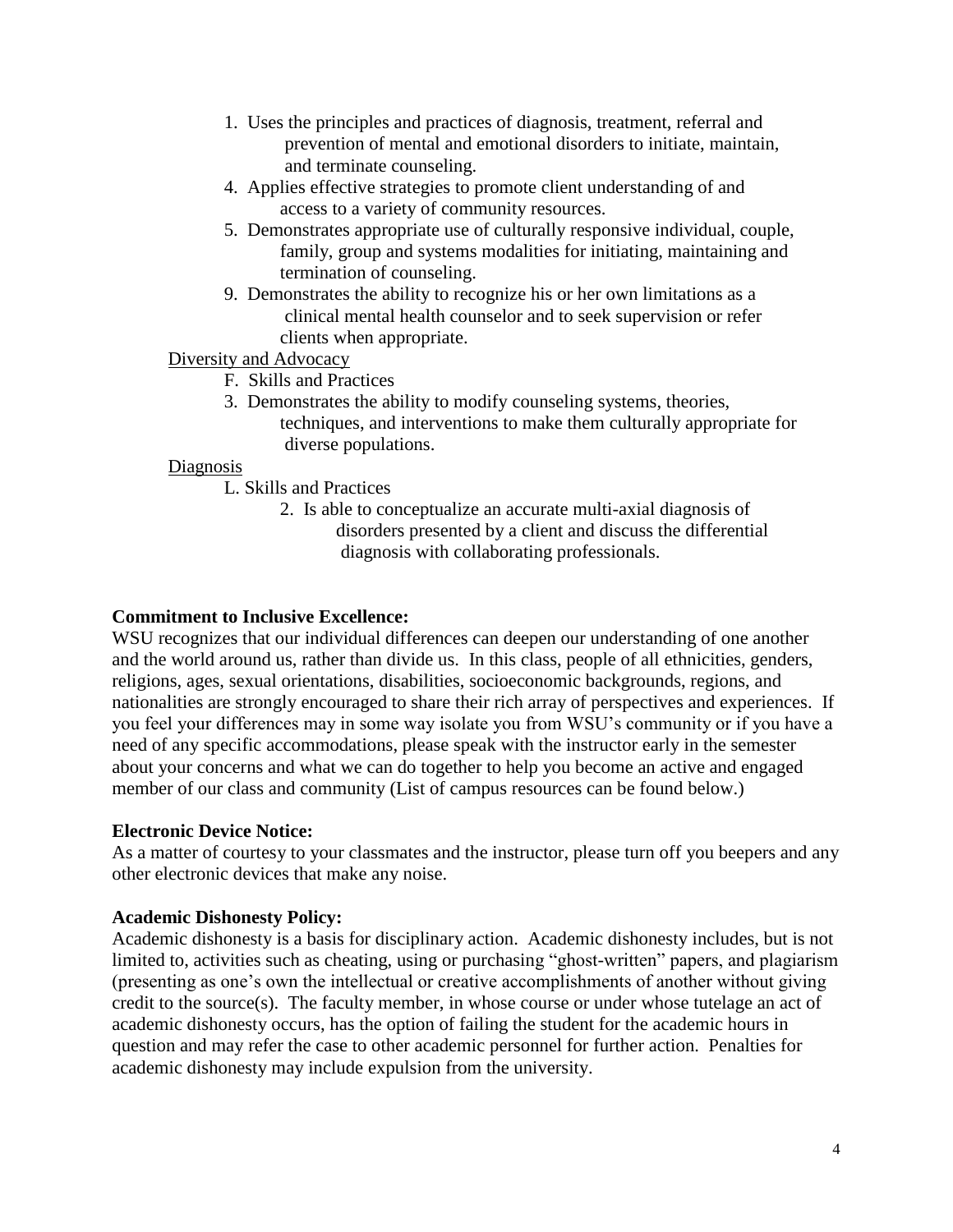1. Uses the principles and practices of diagnosis, treatment, referral and prevention of mental and emotional disorders to initiate, maintain, and terminate counseling.
4. Applies effective strategies to promote client understanding of and access to a variety of community resources.
5. Demonstrates appropriate use of culturally responsive individual, couple, family, group and systems modalities for initiating, maintaining and termination of counseling.
9. Demonstrates the ability to recognize his or her own limitations as a clinical mental health counselor and to seek supervision or refer clients when appropriate.

<u>Diversity and Advocacy</u>

F. Skills and Practices

3. Demonstrates the ability to modify counseling systems, theories, techniques, and interventions to make them culturally appropriate for diverse populations.

<u>Diagnosis</u>

L. Skills and Practices

2. Is able to conceptualize an accurate multi-axial diagnosis of disorders presented by a client and discuss the differential diagnosis with collaborating professionals.

**Commitment to Inclusive Excellence:**

WSU recognizes that our individual differences can deepen our understanding of one another and the world around us, rather than divide us. In this class, people of all ethnicities, genders, religions, ages, sexual orientations, disabilities, socioeconomic backgrounds, regions, and nationalities are strongly encouraged to share their rich array of perspectives and experiences. If you feel your differences may in some way isolate you from WSU's community or if you have a need of any specific accommodations, please speak with the instructor early in the semester about your concerns and what we can do together to help you become an active and engaged member of our class and community (List of campus resources can be found below.)

**Electronic Device Notice:**

As a matter of courtesy to your classmates and the instructor, please turn off you beepers and any other electronic devices that make any noise.

**Academic Dishonesty Policy:**

Academic dishonesty is a basis for disciplinary action. Academic dishonesty includes, but is not limited to, activities such as cheating, using or purchasing "ghost-written" papers, and plagiarism (presenting as one's own the intellectual or creative accomplishments of another without giving credit to the source(s). The faculty member, in whose course or under whose tutelage an act of academic dishonesty occurs, has the option of failing the student for the academic hours in question and may refer the case to other academic personnel for further action. Penalties for academic dishonesty may include expulsion from the university.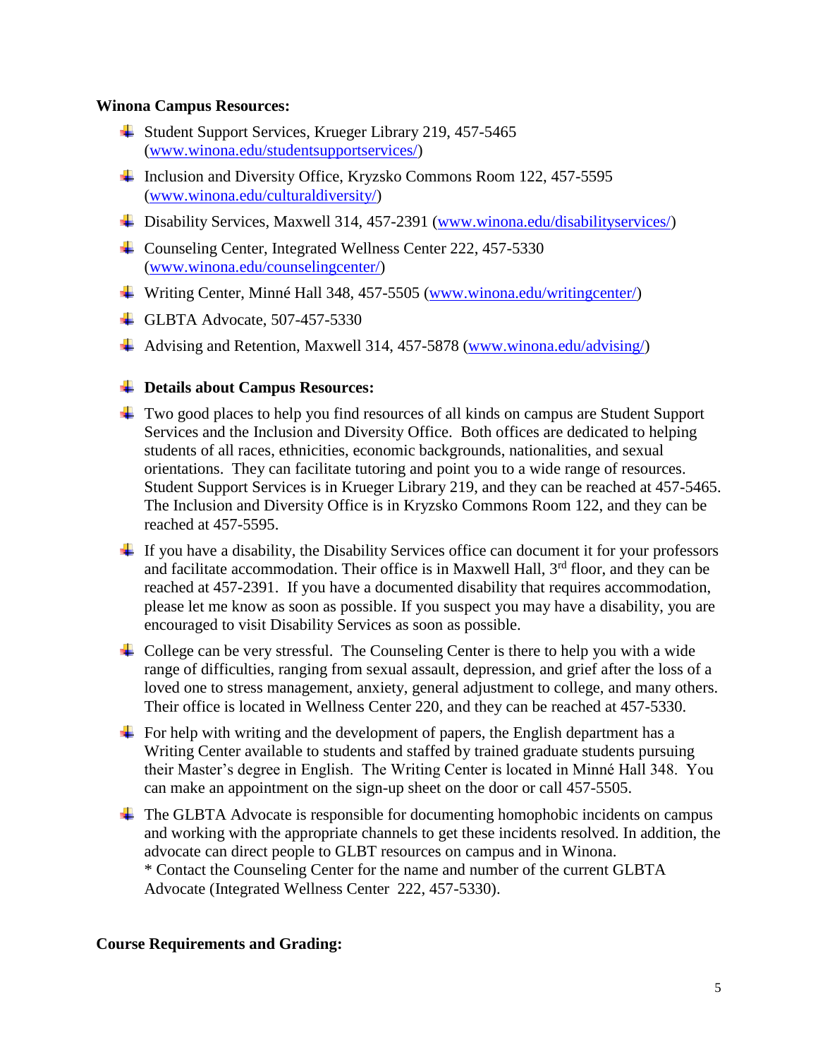**Winona Campus Resources:**

- Student Support Services, Krueger Library 219, 457-5465 (www.winona.edu/studentsupportservices/)
- Inclusion and Diversity Office, Kryzsko Commons Room 122, 457-5595 (www.winona.edu/culturaldiversity/)
- Disability Services, Maxwell 314, 457-2391 (www.winona.edu/disabilityservices/)
- Counseling Center, Integrated Wellness Center 222, 457-5330 (www.winona.edu/counselingcenter/)
- Writing Center, Minné Hall 348, 457-5505 (www.winona.edu/writingcenter/)
- GLBTA Advocate, 507-457-5330
- Advising and Retention, Maxwell 314, 457-5878 (www.winona.edu/advising/)

- **Details about Campus Resources:**
- Two good places to help you find resources of all kinds on campus are Student Support Services and the Inclusion and Diversity Office. Both offices are dedicated to helping students of all races, ethnicities, economic backgrounds, nationalities, and sexual orientations. They can facilitate tutoring and point you to a wide range of resources. Student Support Services is in Krueger Library 219, and they can be reached at 457-5465. The Inclusion and Diversity Office is in Kryzsko Commons Room 122, and they can be reached at 457-5595.
- If you have a disability, the Disability Services office can document it for your professors and facilitate accommodation. Their office is in Maxwell Hall, 3rd floor, and they can be reached at 457-2391. If you have a documented disability that requires accommodation, please let me know as soon as possible. If you suspect you may have a disability, you are encouraged to visit Disability Services as soon as possible.
- College can be very stressful. The Counseling Center is there to help you with a wide range of difficulties, ranging from sexual assault, depression, and grief after the loss of a loved one to stress management, anxiety, general adjustment to college, and many others. Their office is located in Wellness Center 220, and they can be reached at 457-5330.
- For help with writing and the development of papers, the English department has a Writing Center available to students and staffed by trained graduate students pursuing their Master's degree in English. The Writing Center is located in Minné Hall 348. You can make an appointment on the sign-up sheet on the door or call 457-5505.
- The GLBTA Advocate is responsible for documenting homophobic incidents on campus and working with the appropriate channels to get these incidents resolved. In addition, the advocate can direct people to GLBT resources on campus and in Winona.
  * Contact the Counseling Center for the name and number of the current GLBTA Advocate (Integrated Wellness Center 222, 457-5330).

**Course Requirements and Grading:**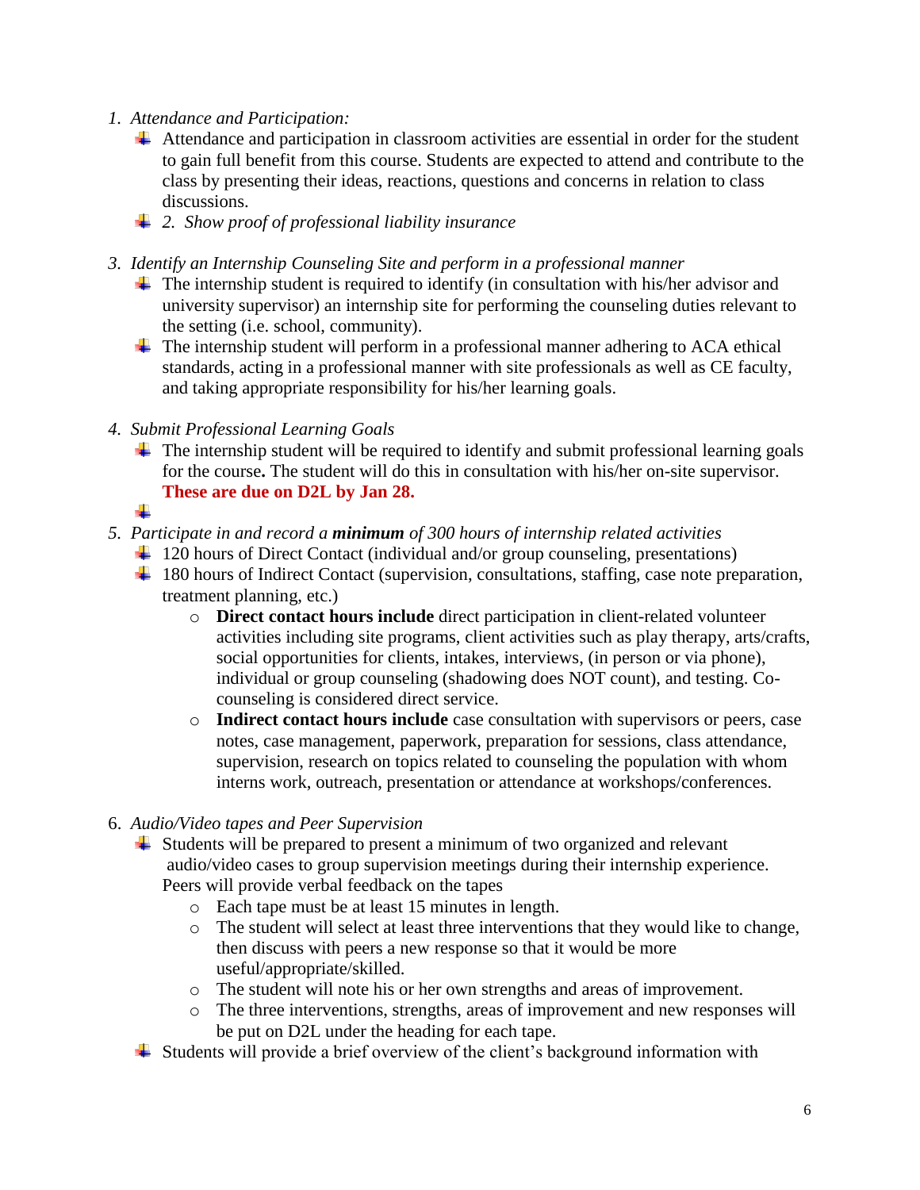1. *Attendance and Participation:*
   - Attendance and participation in classroom activities are essential in order for the student to gain full benefit from this course. Students are expected to attend and contribute to the class by presenting their ideas, reactions, questions and concerns in relation to class discussions.
   - *2. Show proof of professional liability insurance*

3. *Identify an Internship Counseling Site and perform in a professional manner*
   - The internship student is required to identify (in consultation with his/her advisor and university supervisor) an internship site for performing the counseling duties relevant to the setting (i.e. school, community).
   - The internship student will perform in a professional manner adhering to ACA ethical standards, acting in a professional manner with site professionals as well as CE faculty, and taking appropriate responsibility for his/her learning goals.

4. *Submit Professional Learning Goals*
   - The internship student will be required to identify and submit professional learning goals for the course**.** The student will do this in consultation with his/her on-site supervisor. **These are due on D2L by Jan 28.**
   -

5. *Participate in and record a **minimum** of 300 hours of internship related activities*
   - 120 hours of Direct Contact (individual and/or group counseling, presentations)
   - 180 hours of Indirect Contact (supervision, consultations, staffing, case note preparation, treatment planning, etc.)
     - **Direct contact hours include** direct participation in client-related volunteer activities including site programs, client activities such as play therapy, arts/crafts, social opportunities for clients, intakes, interviews, (in person or via phone), individual or group counseling (shadowing does NOT count), and testing. Co-counseling is considered direct service.
     - **Indirect contact hours include** case consultation with supervisors or peers, case notes, case management, paperwork, preparation for sessions, class attendance, supervision, research on topics related to counseling the population with whom interns work, outreach, presentation or attendance at workshops/conferences.

6. *Audio/Video tapes and Peer Supervision*
   - Students will be prepared to present a minimum of two organized and relevant audio/video cases to group supervision meetings during their internship experience. Peers will provide verbal feedback on the tapes
     - Each tape must be at least 15 minutes in length.
     - The student will select at least three interventions that they would like to change, then discuss with peers a new response so that it would be more useful/appropriate/skilled.
     - The student will note his or her own strengths and areas of improvement.
     - The three interventions, strengths, areas of improvement and new responses will be put on D2L under the heading for each tape.
   - Students will provide a brief overview of the client's background information with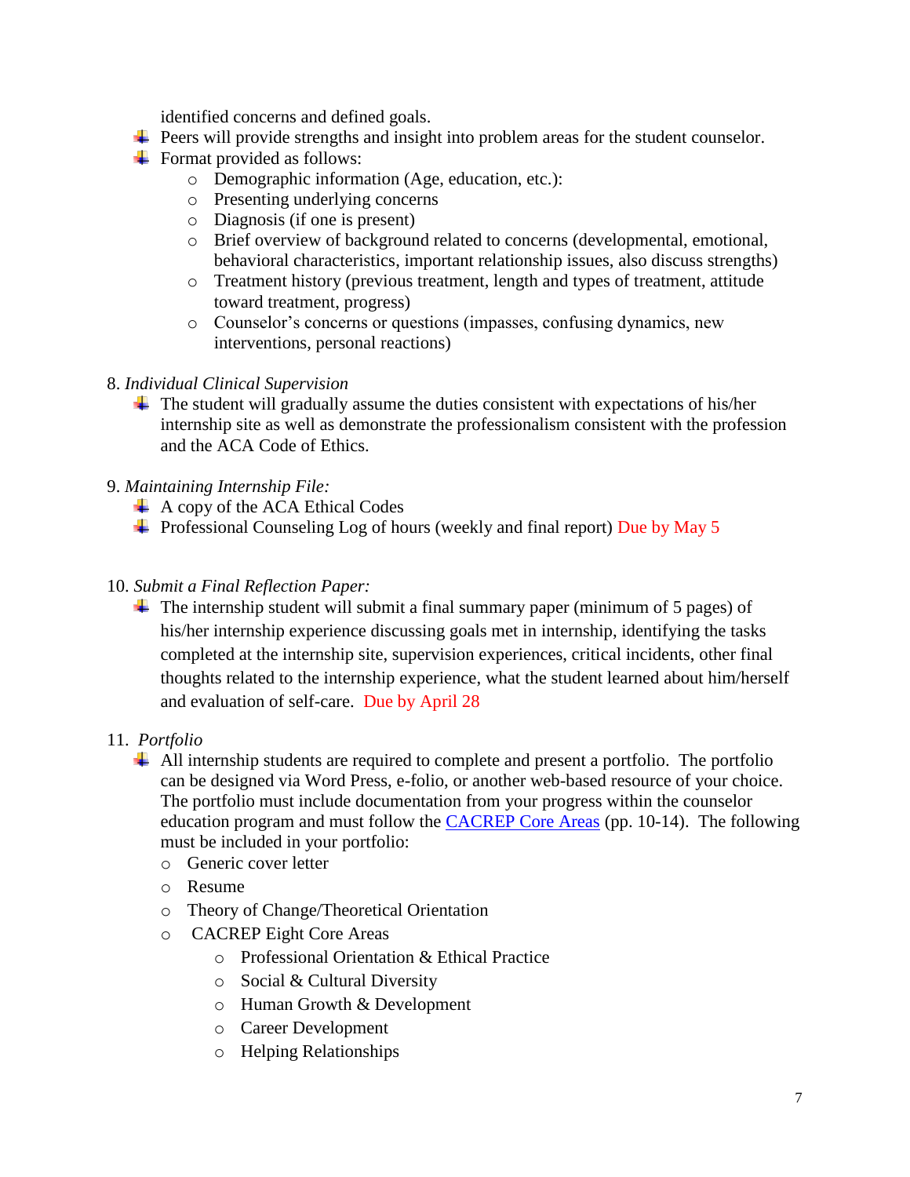identified concerns and defined goals.

- Peers will provide strengths and insight into problem areas for the student counselor.
- Format provided as follows:
  - Demographic information (Age, education, etc.):
  - Presenting underlying concerns
  - Diagnosis (if one is present)
  - Brief overview of background related to concerns (developmental, emotional, behavioral characteristics, important relationship issues, also discuss strengths)
  - Treatment history (previous treatment, length and types of treatment, attitude toward treatment, progress)
  - Counselor's concerns or questions (impasses, confusing dynamics, new interventions, personal reactions)

8. *Individual Clinical Supervision*
   - The student will gradually assume the duties consistent with expectations of his/her internship site as well as demonstrate the professionalism consistent with the profession and the ACA Code of Ethics.

9. *Maintaining Internship File:*
   - A copy of the ACA Ethical Codes
   - Professional Counseling Log of hours (weekly and final report) Due by May 5

10. *Submit a Final Reflection Paper:*
    - The internship student will submit a final summary paper (minimum of 5 pages) of his/her internship experience discussing goals met in internship, identifying the tasks completed at the internship site, supervision experiences, critical incidents, other final thoughts related to the internship experience, what the student learned about him/herself and evaluation of self-care. Due by April 28

11. *Portfolio*
    - All internship students are required to complete and present a portfolio. The portfolio can be designed via Word Press, e-folio, or another web-based resource of your choice. The portfolio must include documentation from your progress within the counselor education program and must follow the [CACREP Core Areas](CACREP Core Areas) (pp. 10-14). The following must be included in your portfolio:
      - Generic cover letter
      - Resume
      - Theory of Change/Theoretical Orientation
      - CACREP Eight Core Areas
        - Professional Orientation & Ethical Practice
        - Social & Cultural Diversity
        - Human Growth & Development
        - Career Development
        - Helping Relationships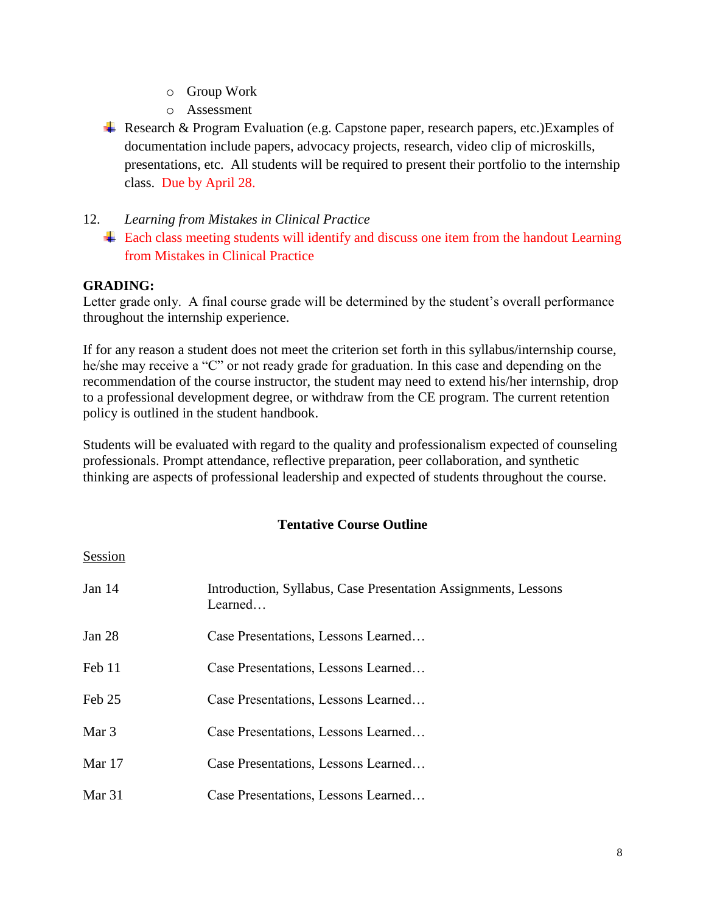- Group Work
  - Assessment
- Research & Program Evaluation (e.g. Capstone paper, research papers, etc.)Examples of documentation include papers, advocacy projects, research, video clip of microskills, presentations, etc. All students will be required to present their portfolio to the internship class. Due by April 28.

12. *Learning from Mistakes in Clinical Practice*
    - Each class meeting students will identify and discuss one item from the handout Learning from Mistakes in Clinical Practice

**GRADING:**
Letter grade only. A final course grade will be determined by the student's overall performance throughout the internship experience.

If for any reason a student does not meet the criterion set forth in this syllabus/internship course, he/she may receive a "C" or not ready grade for graduation. In this case and depending on the recommendation of the course instructor, the student may need to extend his/her internship, drop to a professional development degree, or withdraw from the CE program. The current retention policy is outlined in the student handbook.

Students will be evaluated with regard to the quality and professionalism expected of counseling professionals. Prompt attendance, reflective preparation, peer collaboration, and synthetic thinking are aspects of professional leadership and expected of students throughout the course.

**Tentative Course Outline**

| Session | |
|---|---|
| Jan 14 | Introduction, Syllabus, Case Presentation Assignments, Lessons Learned… |
| Jan 28 | Case Presentations, Lessons Learned… |
| Feb 11 | Case Presentations, Lessons Learned… |
| Feb 25 | Case Presentations, Lessons Learned… |
| Mar 3 | Case Presentations, Lessons Learned… |
| Mar 17 | Case Presentations, Lessons Learned… |
| Mar 31 | Case Presentations, Lessons Learned… |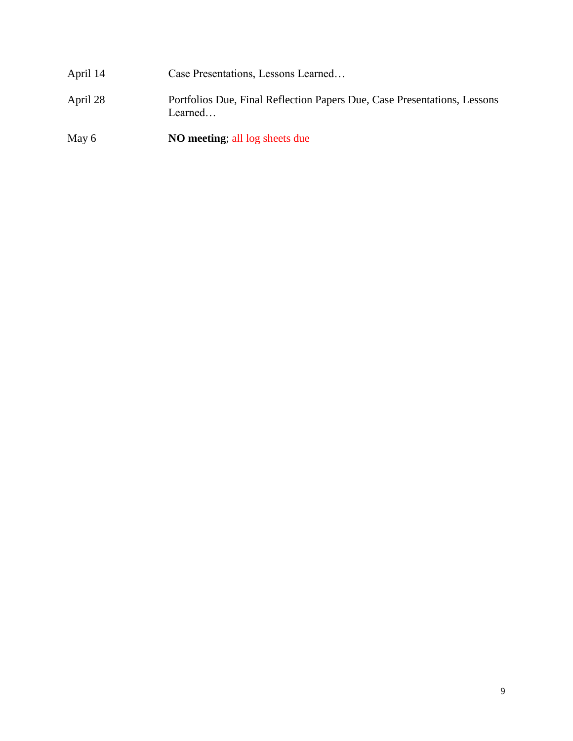| | |
|---|---|
| April 14 | Case Presentations, Lessons Learned… |
| April 28 | Portfolios Due, Final Reflection Papers Due, Case Presentations, Lessons Learned… |
| May 6 | **NO meeting**; all log sheets due |